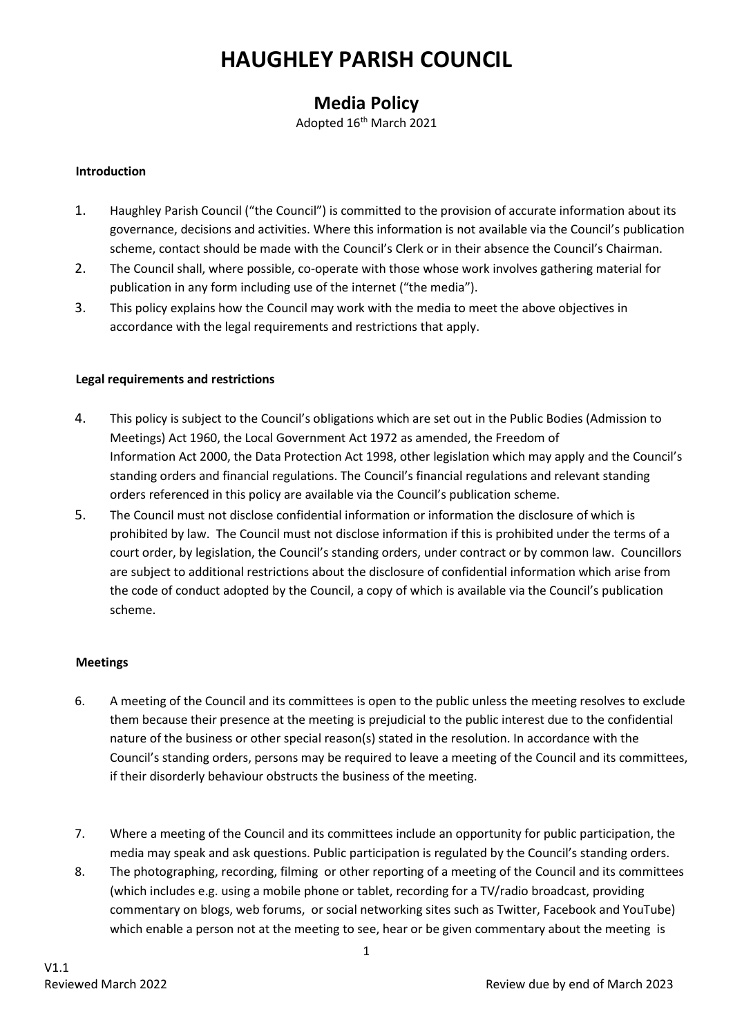# HAUGHLEY PARISH COUNCIL

## Media Policy

Adopted 16th March 2021

**Introduction**

1. Haughley Parish Council ("the Council") is committed to the provision of accurate information about its governance, decisions and activities. Where this information is not available via the Council's publication scheme, contact should be made with the Council's Clerk or in their absence the Council's Chairman.
2. The Council shall, where possible, co-operate with those whose work involves gathering material for publication in any form including use of the internet ("the media").
3. This policy explains how the Council may work with the media to meet the above objectives in accordance with the legal requirements and restrictions that apply.

**Legal requirements and restrictions**

4. This policy is subject to the Council's obligations which are set out in the Public Bodies (Admission to Meetings) Act 1960, the Local Government Act 1972 as amended, the Freedom of Information Act 2000, the Data Protection Act 1998, other legislation which may apply and the Council's standing orders and financial regulations. The Council's financial regulations and relevant standing orders referenced in this policy are available via the Council's publication scheme.
5. The Council must not disclose confidential information or information the disclosure of which is prohibited by law. The Council must not disclose information if this is prohibited under the terms of a court order, by legislation, the Council's standing orders, under contract or by common law. Councillors are subject to additional restrictions about the disclosure of confidential information which arise from the code of conduct adopted by the Council, a copy of which is available via the Council's publication scheme.

**Meetings**

6. A meeting of the Council and its committees is open to the public unless the meeting resolves to exclude them because their presence at the meeting is prejudicial to the public interest due to the confidential nature of the business or other special reason(s) stated in the resolution. In accordance with the Council's standing orders, persons may be required to leave a meeting of the Council and its committees, if their disorderly behaviour obstructs the business of the meeting.
7. Where a meeting of the Council and its committees include an opportunity for public participation, the media may speak and ask questions. Public participation is regulated by the Council's standing orders.
8. The photographing, recording, filming or other reporting of a meeting of the Council and its committees (which includes e.g. using a mobile phone or tablet, recording for a TV/radio broadcast, providing commentary on blogs, web forums, or social networking sites such as Twitter, Facebook and YouTube) which enable a person not at the meeting to see, hear or be given commentary about the meeting is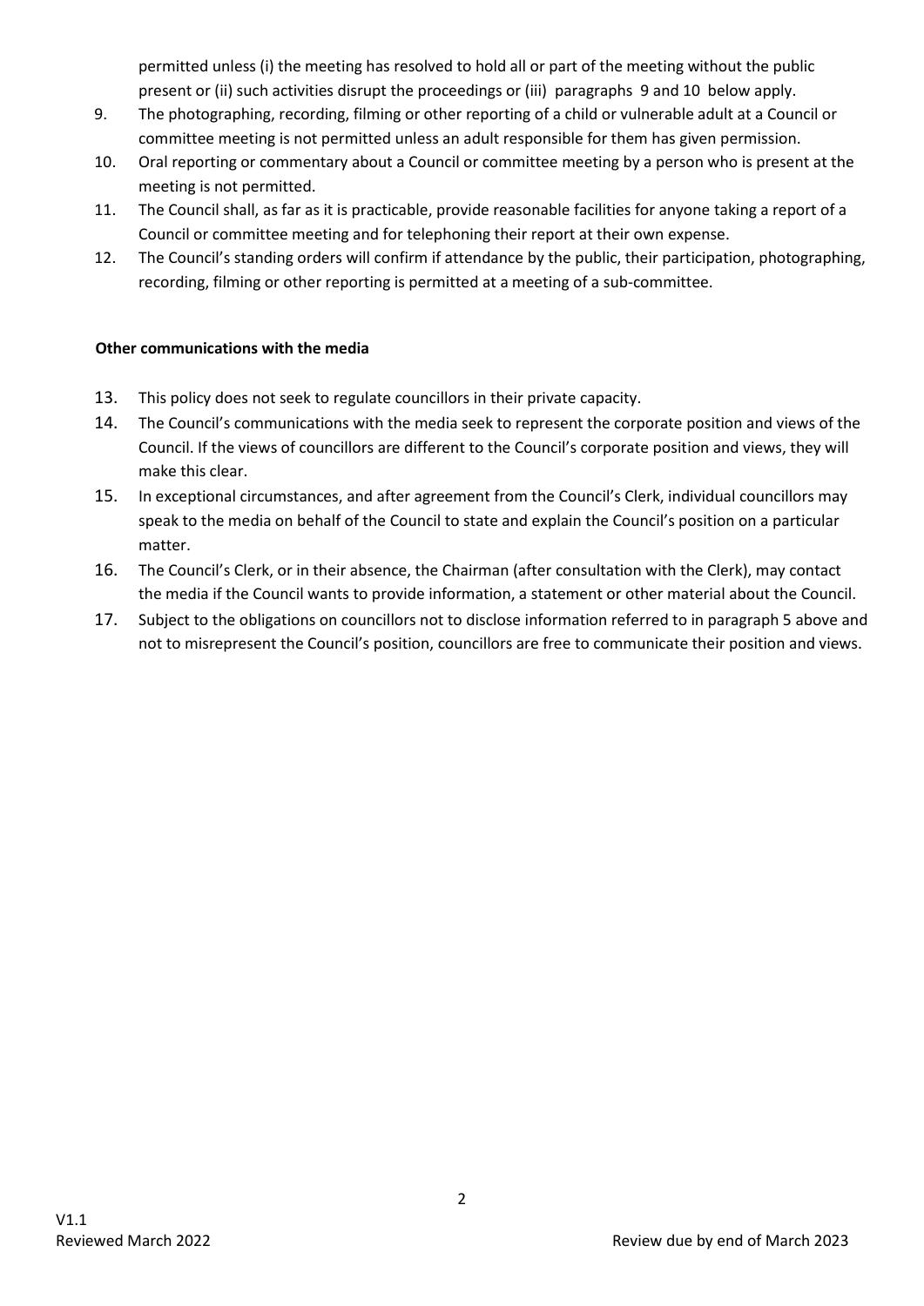permitted unless (i) the meeting has resolved to hold all or part of the meeting without the public present or (ii) such activities disrupt the proceedings or (iii) paragraphs 9 and 10 below apply.

9. The photographing, recording, filming or other reporting of a child or vulnerable adult at a Council or committee meeting is not permitted unless an adult responsible for them has given permission.
10. Oral reporting or commentary about a Council or committee meeting by a person who is present at the meeting is not permitted.
11. The Council shall, as far as it is practicable, provide reasonable facilities for anyone taking a report of a Council or committee meeting and for telephoning their report at their own expense.
12. The Council's standing orders will confirm if attendance by the public, their participation, photographing, recording, filming or other reporting is permitted at a meeting of a sub-committee.

**Other communications with the media**

13. This policy does not seek to regulate councillors in their private capacity.
14. The Council's communications with the media seek to represent the corporate position and views of the Council. If the views of councillors are different to the Council's corporate position and views, they will make this clear.
15. In exceptional circumstances, and after agreement from the Council's Clerk, individual councillors may speak to the media on behalf of the Council to state and explain the Council's position on a particular matter.
16. The Council's Clerk, or in their absence, the Chairman (after consultation with the Clerk), may contact the media if the Council wants to provide information, a statement or other material about the Council.
17. Subject to the obligations on councillors not to disclose information referred to in paragraph 5 above and not to misrepresent the Council's position, councillors are free to communicate their position and views.